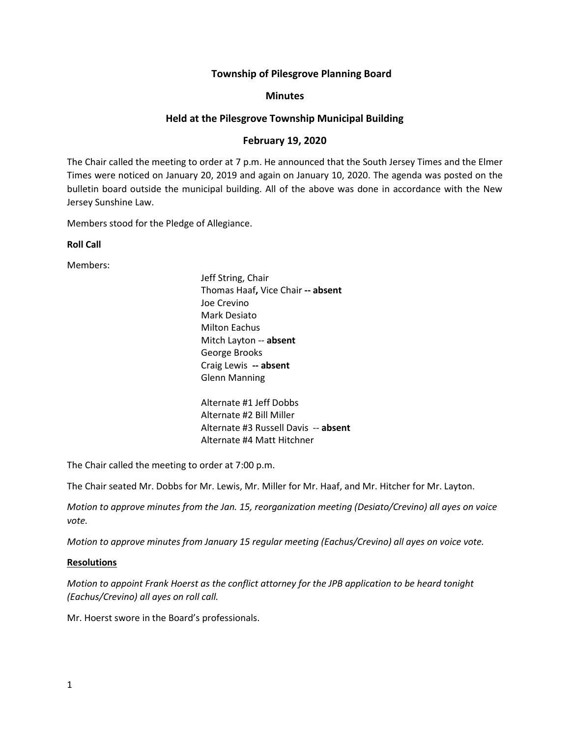# Township of Pilesgrove Planning Board

## Minutes

## Held at the Pilesgrove Township Municipal Building

## February 19, 2020

The Chair called the meeting to order at 7 p.m. He announced that the South Jersey Times and the Elmer Times were noticed on January 20, 2019 and again on January 10, 2020. The agenda was posted on the bulletin board outside the municipal building. All of the above was done in accordance with the New Jersey Sunshine Law.

Members stood for the Pledge of Allegiance.

**Roll Call**

Members:

Jeff String, Chair
Thomas Haaf**,** Vice Chair **-- absent**
Joe Crevino
Mark Desiato
Milton Eachus
Mitch Layton -- **absent**
George Brooks
Craig Lewis **-- absent**
Glenn Manning

Alternate #1 Jeff Dobbs
Alternate #2 Bill Miller
Alternate #3 Russell Davis -- **absent**
Alternate #4 Matt Hitchner

The Chair called the meeting to order at 7:00 p.m.

The Chair seated Mr. Dobbs for Mr. Lewis, Mr. Miller for Mr. Haaf, and Mr. Hitcher for Mr. Layton.

*Motion to approve minutes from the Jan. 15, reorganization meeting (Desiato/Crevino) all ayes on voice vote.*

*Motion to approve minutes from January 15 regular meeting (Eachus/Crevino) all ayes on voice vote.*

**Resolutions**

*Motion to appoint Frank Hoerst as the conflict attorney for the JPB application to be heard tonight (Eachus/Crevino) all ayes on roll call.*

Mr. Hoerst swore in the Board's professionals.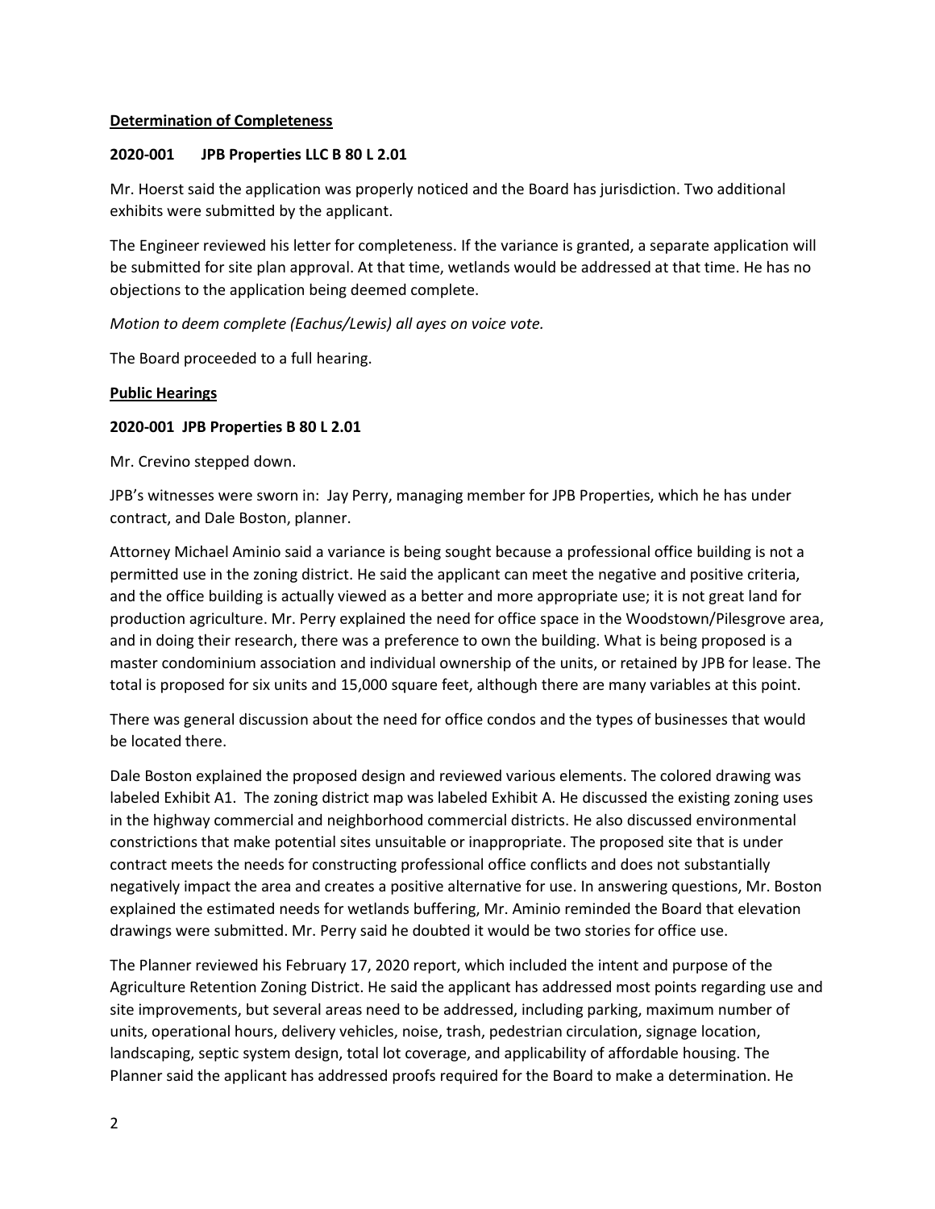**Determination of Completeness**

**2020-001 JPB Properties LLC B 80 L 2.01**

Mr. Hoerst said the application was properly noticed and the Board has jurisdiction. Two additional exhibits were submitted by the applicant.

The Engineer reviewed his letter for completeness. If the variance is granted, a separate application will be submitted for site plan approval. At that time, wetlands would be addressed at that time. He has no objections to the application being deemed complete.

*Motion to deem complete (Eachus/Lewis) all ayes on voice vote.*

The Board proceeded to a full hearing.

**Public Hearings**

**2020-001 JPB Properties B 80 L 2.01**

Mr. Crevino stepped down.

JPB's witnesses were sworn in: Jay Perry, managing member for JPB Properties, which he has under contract, and Dale Boston, planner.

Attorney Michael Aminio said a variance is being sought because a professional office building is not a permitted use in the zoning district. He said the applicant can meet the negative and positive criteria, and the office building is actually viewed as a better and more appropriate use; it is not great land for production agriculture. Mr. Perry explained the need for office space in the Woodstown/Pilesgrove area, and in doing their research, there was a preference to own the building. What is being proposed is a master condominium association and individual ownership of the units, or retained by JPB for lease. The total is proposed for six units and 15,000 square feet, although there are many variables at this point.

There was general discussion about the need for office condos and the types of businesses that would be located there.

Dale Boston explained the proposed design and reviewed various elements. The colored drawing was labeled Exhibit A1. The zoning district map was labeled Exhibit A. He discussed the existing zoning uses in the highway commercial and neighborhood commercial districts. He also discussed environmental constrictions that make potential sites unsuitable or inappropriate. The proposed site that is under contract meets the needs for constructing professional office conflicts and does not substantially negatively impact the area and creates a positive alternative for use. In answering questions, Mr. Boston explained the estimated needs for wetlands buffering, Mr. Aminio reminded the Board that elevation drawings were submitted. Mr. Perry said he doubted it would be two stories for office use.

The Planner reviewed his February 17, 2020 report, which included the intent and purpose of the Agriculture Retention Zoning District. He said the applicant has addressed most points regarding use and site improvements, but several areas need to be addressed, including parking, maximum number of units, operational hours, delivery vehicles, noise, trash, pedestrian circulation, signage location, landscaping, septic system design, total lot coverage, and applicability of affordable housing. The Planner said the applicant has addressed proofs required for the Board to make a determination. He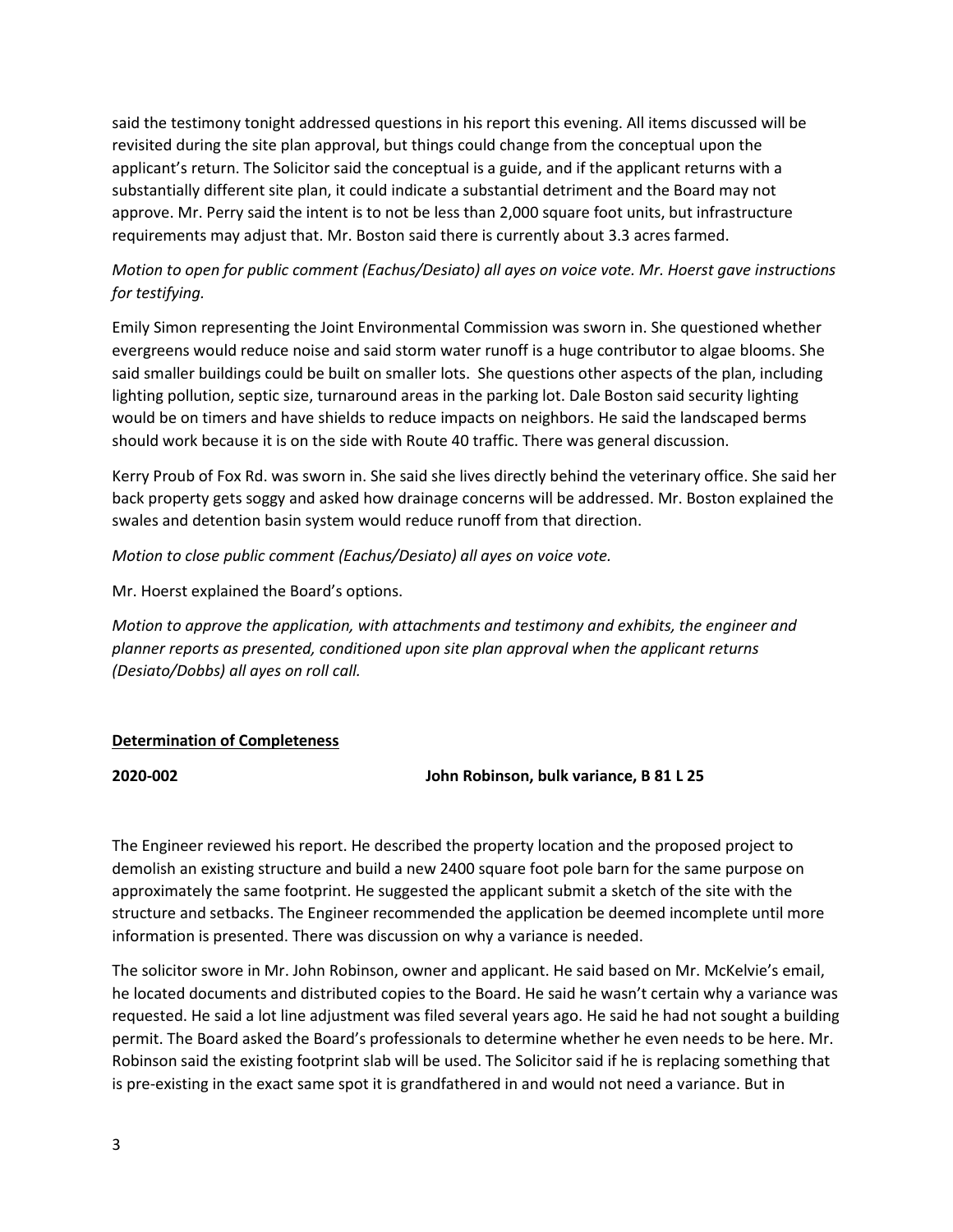said the testimony tonight addressed questions in his report this evening. All items discussed will be revisited during the site plan approval, but things could change from the conceptual upon the applicant's return. The Solicitor said the conceptual is a guide, and if the applicant returns with a substantially different site plan, it could indicate a substantial detriment and the Board may not approve. Mr. Perry said the intent is to not be less than 2,000 square foot units, but infrastructure requirements may adjust that. Mr. Boston said there is currently about 3.3 acres farmed.

*Motion to open for public comment (Eachus/Desiato) all ayes on voice vote. Mr. Hoerst gave instructions for testifying.*

Emily Simon representing the Joint Environmental Commission was sworn in. She questioned whether evergreens would reduce noise and said storm water runoff is a huge contributor to algae blooms. She said smaller buildings could be built on smaller lots. She questions other aspects of the plan, including lighting pollution, septic size, turnaround areas in the parking lot. Dale Boston said security lighting would be on timers and have shields to reduce impacts on neighbors. He said the landscaped berms should work because it is on the side with Route 40 traffic. There was general discussion.

Kerry Proub of Fox Rd. was sworn in. She said she lives directly behind the veterinary office. She said her back property gets soggy and asked how drainage concerns will be addressed. Mr. Boston explained the swales and detention basin system would reduce runoff from that direction.

*Motion to close public comment (Eachus/Desiato) all ayes on voice vote.*

Mr. Hoerst explained the Board's options.

*Motion to approve the application, with attachments and testimony and exhibits, the engineer and planner reports as presented, conditioned upon site plan approval when the applicant returns (Desiato/Dobbs) all ayes on roll call.*

**Determination of Completeness**

**2020-002** **John Robinson, bulk variance, B 81 L 25**

The Engineer reviewed his report. He described the property location and the proposed project to demolish an existing structure and build a new 2400 square foot pole barn for the same purpose on approximately the same footprint. He suggested the applicant submit a sketch of the site with the structure and setbacks. The Engineer recommended the application be deemed incomplete until more information is presented. There was discussion on why a variance is needed.

The solicitor swore in Mr. John Robinson, owner and applicant. He said based on Mr. McKelvie's email, he located documents and distributed copies to the Board. He said he wasn't certain why a variance was requested. He said a lot line adjustment was filed several years ago. He said he had not sought a building permit. The Board asked the Board's professionals to determine whether he even needs to be here. Mr. Robinson said the existing footprint slab will be used. The Solicitor said if he is replacing something that is pre-existing in the exact same spot it is grandfathered in and would not need a variance. But in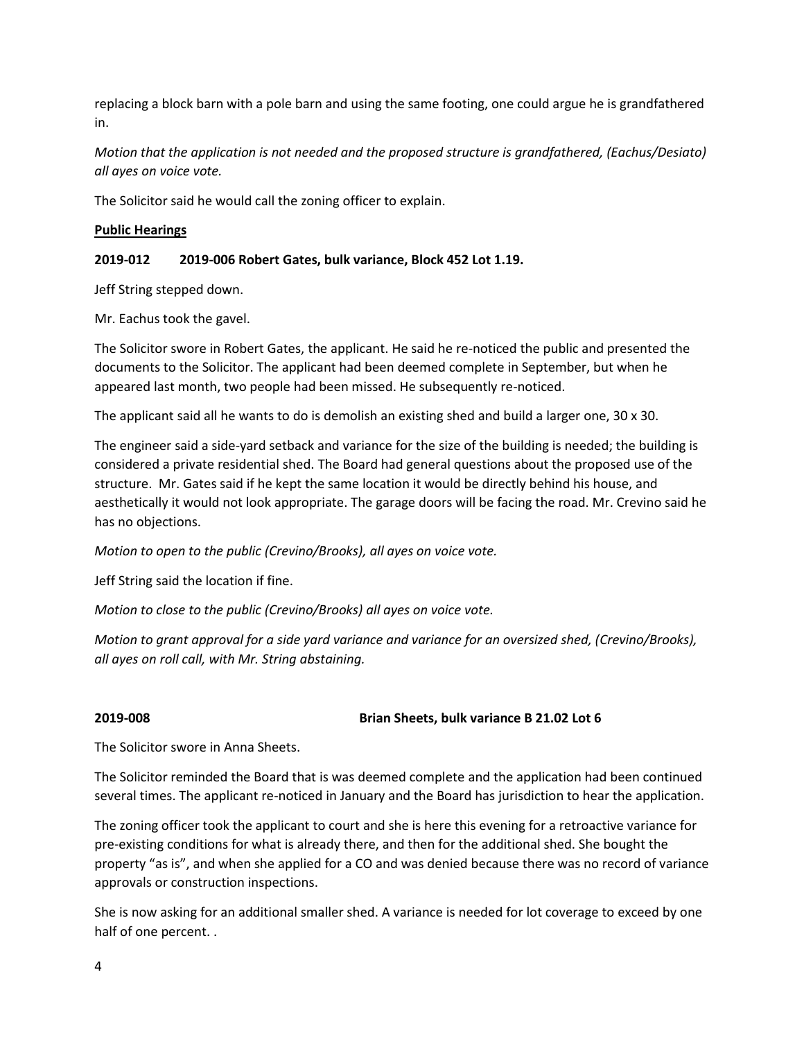replacing a block barn with a pole barn and using the same footing, one could argue he is grandfathered in.

*Motion that the application is not needed and the proposed structure is grandfathered, (Eachus/Desiato) all ayes on voice vote.*

The Solicitor said he would call the zoning officer to explain.

**Public Hearings**

**2019-012 2019-006 Robert Gates, bulk variance, Block 452 Lot 1.19.**

Jeff String stepped down.

Mr. Eachus took the gavel.

The Solicitor swore in Robert Gates, the applicant. He said he re-noticed the public and presented the documents to the Solicitor. The applicant had been deemed complete in September, but when he appeared last month, two people had been missed. He subsequently re-noticed.

The applicant said all he wants to do is demolish an existing shed and build a larger one, 30 x 30.

The engineer said a side-yard setback and variance for the size of the building is needed; the building is considered a private residential shed. The Board had general questions about the proposed use of the structure. Mr. Gates said if he kept the same location it would be directly behind his house, and aesthetically it would not look appropriate. The garage doors will be facing the road. Mr. Crevino said he has no objections.

*Motion to open to the public (Crevino/Brooks), all ayes on voice vote.*

Jeff String said the location if fine.

*Motion to close to the public (Crevino/Brooks) all ayes on voice vote.*

*Motion to grant approval for a side yard variance and variance for an oversized shed, (Crevino/Brooks), all ayes on roll call, with Mr. String abstaining.*

**2019-008 Brian Sheets, bulk variance B 21.02 Lot 6**

The Solicitor swore in Anna Sheets.

The Solicitor reminded the Board that is was deemed complete and the application had been continued several times. The applicant re-noticed in January and the Board has jurisdiction to hear the application.

The zoning officer took the applicant to court and she is here this evening for a retroactive variance for pre-existing conditions for what is already there, and then for the additional shed. She bought the property "as is", and when she applied for a CO and was denied because there was no record of variance approvals or construction inspections.

She is now asking for an additional smaller shed. A variance is needed for lot coverage to exceed by one half of one percent. .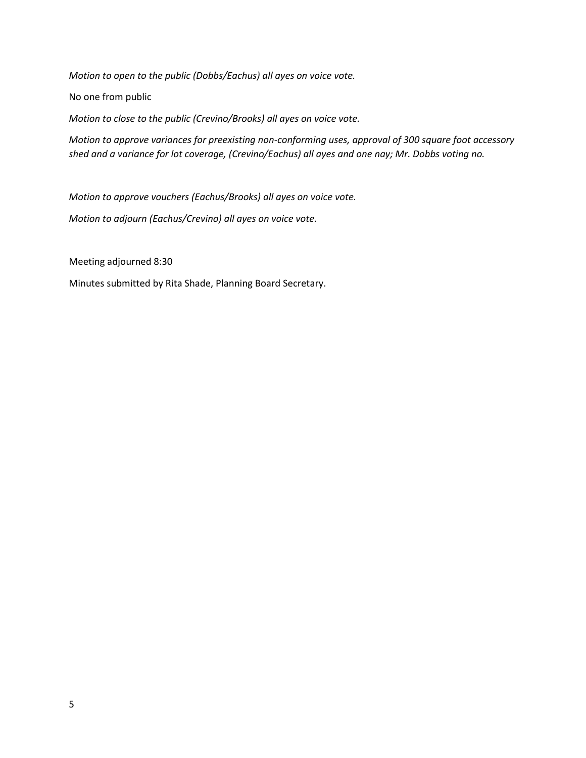*Motion to open to the public (Dobbs/Eachus) all ayes on voice vote.*

No one from public

*Motion to close to the public (Crevino/Brooks) all ayes on voice vote.*

*Motion to approve variances for preexisting non-conforming uses, approval of 300 square foot accessory shed and a variance for lot coverage, (Crevino/Eachus) all ayes and one nay; Mr. Dobbs voting no.*

*Motion to approve vouchers (Eachus/Brooks) all ayes on voice vote.*

*Motion to adjourn (Eachus/Crevino) all ayes on voice vote.*

Meeting adjourned 8:30

Minutes submitted by Rita Shade, Planning Board Secretary.